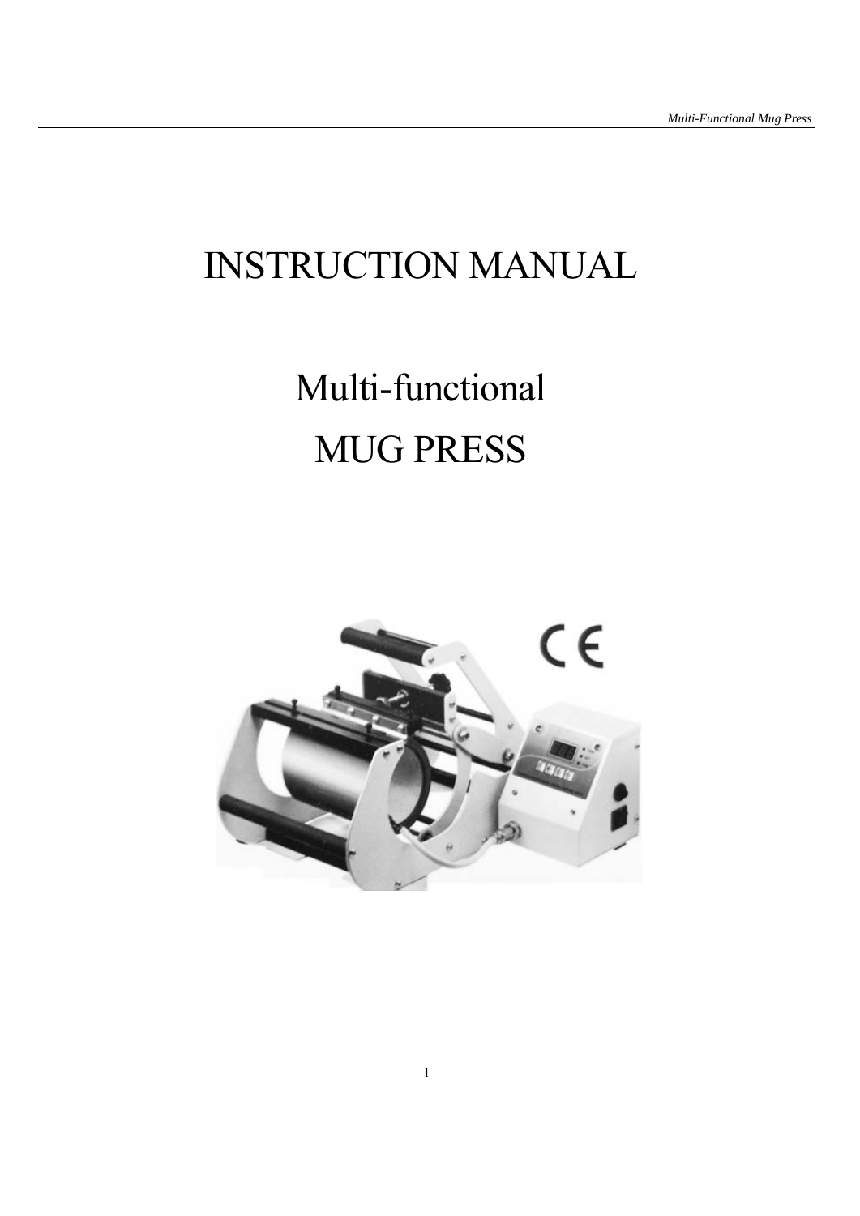# INSTRUCTION MANUAL

# Multi-functional
# MUG PRESS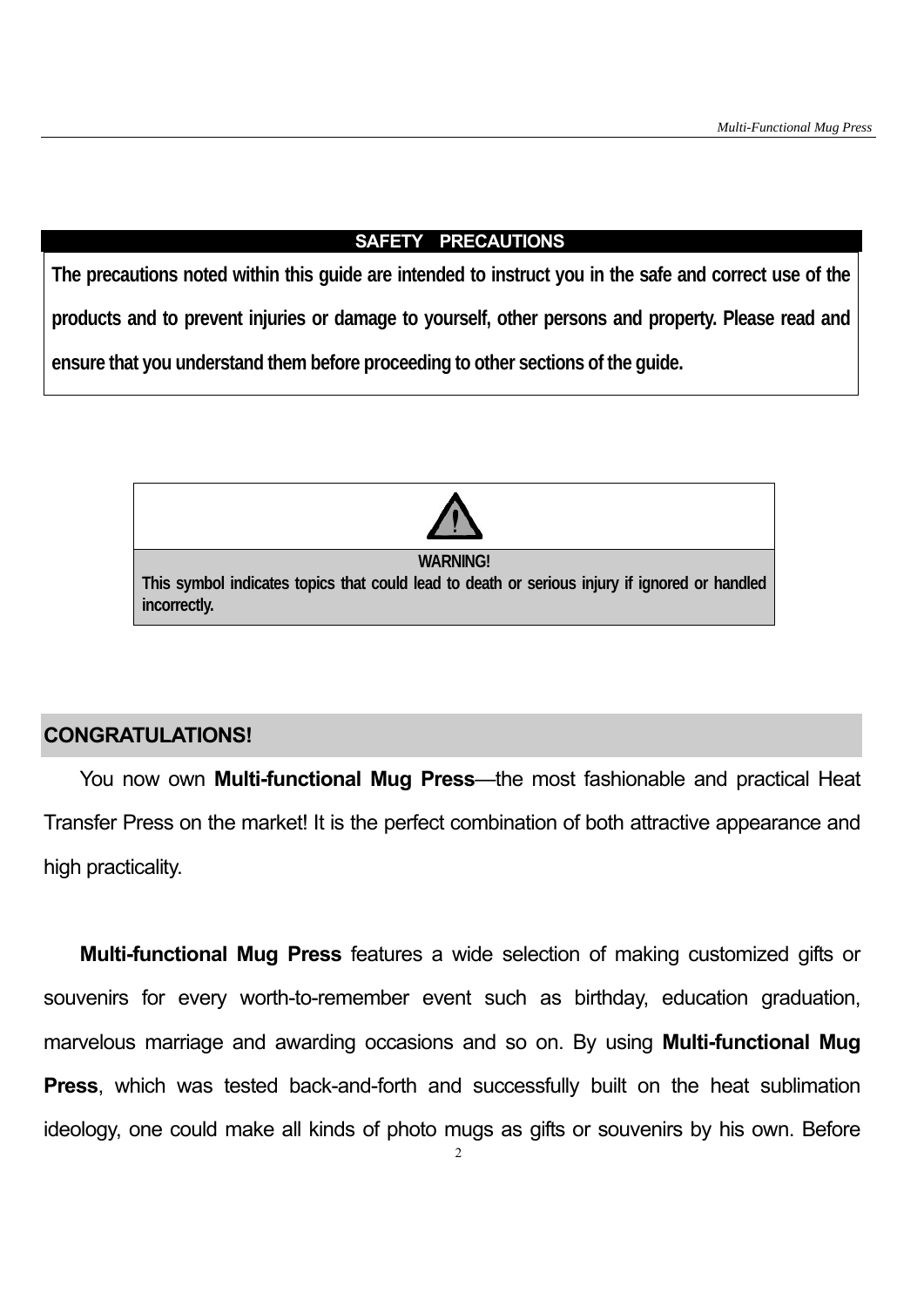## SAFETY PRECAUTIONS

**The precautions noted within this guide are intended to instruct you in the safe and correct use of the products and to prevent injuries or damage to yourself, other persons and property. Please read and ensure that you understand them before proceeding to other sections of the guide.**

⚠

**WARNING!**
**This symbol indicates topics that could lead to death or serious injury if ignored or handled incorrectly.**

## CONGRATULATIONS!

You now own **Multi-functional Mug Press**—the most fashionable and practical Heat Transfer Press on the market! It is the perfect combination of both attractive appearance and high practicality.

**Multi-functional Mug Press** features a wide selection of making customized gifts or souvenirs for every worth-to-remember event such as birthday, education graduation, marvelous marriage and awarding occasions and so on. By using **Multi-functional Mug Press**, which was tested back-and-forth and successfully built on the heat sublimation ideology, one could make all kinds of photo mugs as gifts or souvenirs by his own. Before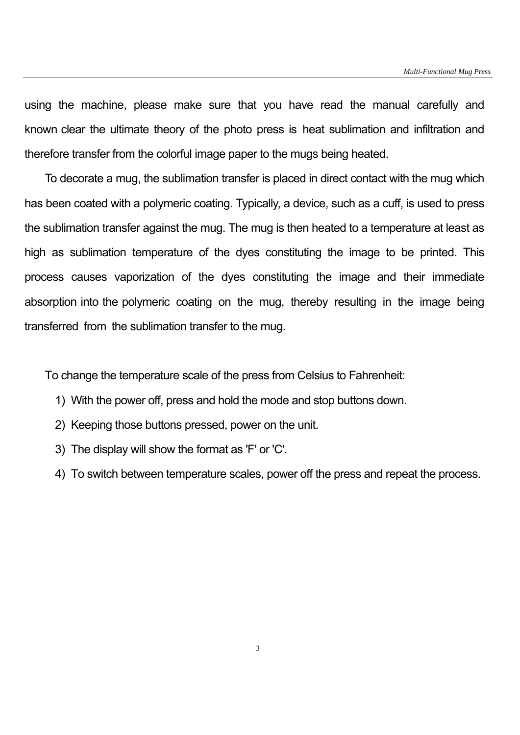using the machine, please make sure that you have read the manual carefully and known clear the ultimate theory of the photo press is heat sublimation and infiltration and therefore transfer from the colorful image paper to the mugs being heated.

To decorate a mug, the sublimation transfer is placed in direct contact with the mug which has been coated with a polymeric coating. Typically, a device, such as a cuff, is used to press the sublimation transfer against the mug. The mug is then heated to a temperature at least as high as sublimation temperature of the dyes constituting the image to be printed. This process causes vaporization of the dyes constituting the image and their immediate absorption into the polymeric coating on the mug, thereby resulting in the image being transferred from the sublimation transfer to the mug.

To change the temperature scale of the press from Celsius to Fahrenheit:

1) With the power off, press and hold the mode and stop buttons down.
2) Keeping those buttons pressed, power on the unit.
3) The display will show the format as 'F' or 'C'.
4) To switch between temperature scales, power off the press and repeat the process.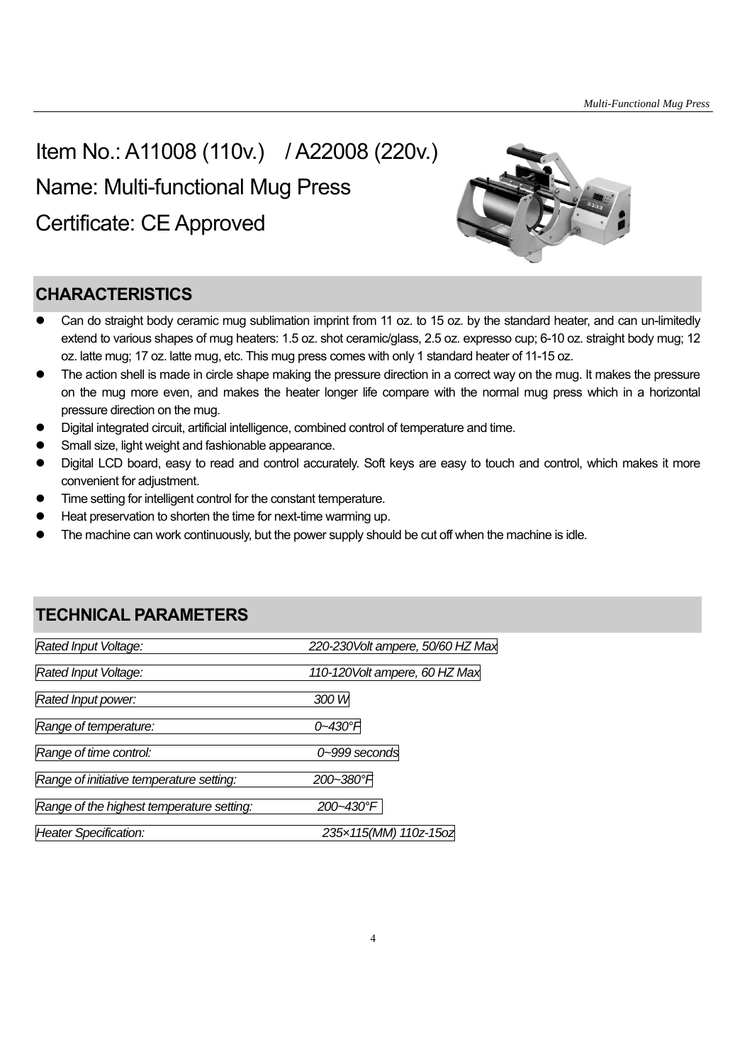Item No.: A11008 (110v.) / A22008 (220v.)

Name: Multi-functional Mug Press

Certificate: CE Approved

## CHARACTERISTICS

- Can do straight body ceramic mug sublimation imprint from 11 oz. to 15 oz. by the standard heater, and can un-limitedly extend to various shapes of mug heaters: 1.5 oz. shot ceramic/glass, 2.5 oz. expresso cup; 6-10 oz. straight body mug; 12 oz. latte mug; 17 oz. latte mug, etc. This mug press comes with only 1 standard heater of 11-15 oz.
- The action shell is made in circle shape making the pressure direction in a correct way on the mug. It makes the pressure on the mug more even, and makes the heater longer life compare with the normal mug press which in a horizontal pressure direction on the mug.
- Digital integrated circuit, artificial intelligence, combined control of temperature and time.
- Small size, light weight and fashionable appearance.
- Digital LCD board, easy to read and control accurately. Soft keys are easy to touch and control, which makes it more convenient for adjustment.
- Time setting for intelligent control for the constant temperature.
- Heat preservation to shorten the time for next-time warming up.
- The machine can work continuously, but the power supply should be cut off when the machine is idle.

## TECHNICAL PARAMETERS

| | |
|---|---|
| *Rated Input Voltage:* | *220-230Volt ampere, 50/60 HZ Max* |
| *Rated Input Voltage:* | *110-120Volt ampere, 60 HZ Max* |
| *Rated Input power:* | *300 W* |
| *Range of temperature:* | *0~430°F* |
| *Range of time control:* | *0~999 seconds* |
| *Range of initiative temperature setting:* | *200~380°F* |
| *Range of the highest temperature setting:* | *200~430°F* |
| *Heater Specification:* | *235×115(MM) 110z-15oz* |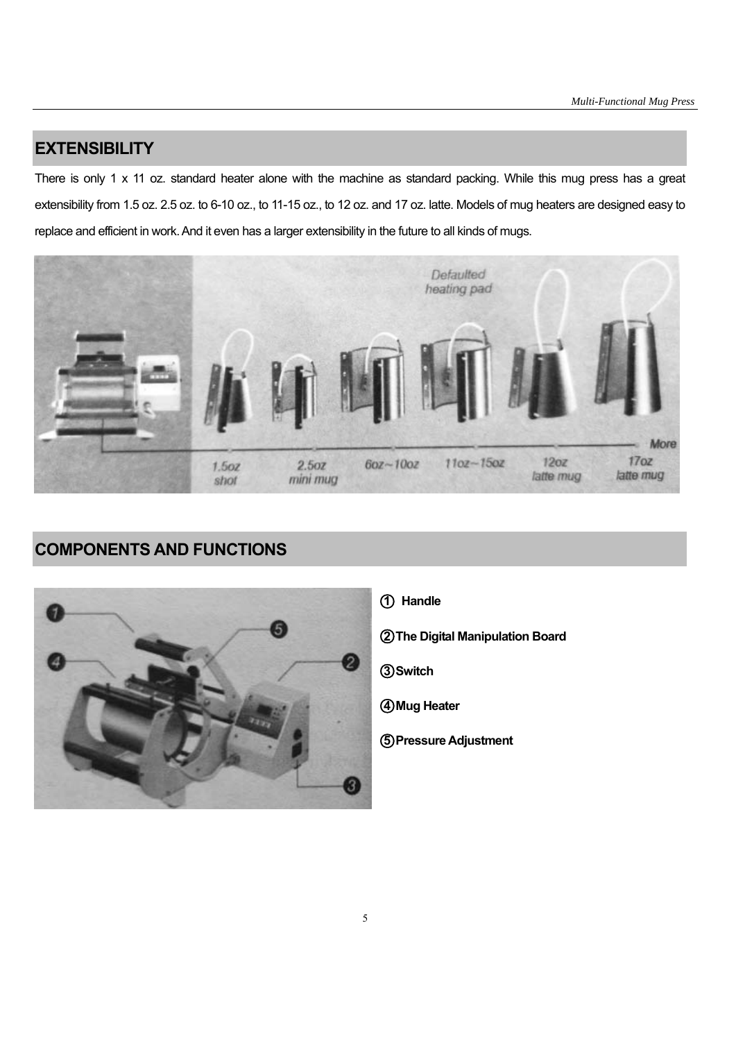## EXTENSIBILITY

There is only 1 x 11 oz. standard heater alone with the machine as standard packing. While this mug press has a great extensibility from 1.5 oz. 2.5 oz. to 6-10 oz., to 11-15 oz., to 12 oz. and 17 oz. latte. Models of mug heaters are designed easy to replace and efficient in work. And it even has a larger extensibility in the future to all kinds of mugs.

## COMPONENTS AND FUNCTIONS

① **Handle**

② **The Digital Manipulation Board**

③ **Switch**

④ **Mug Heater**

⑤ **Pressure Adjustment**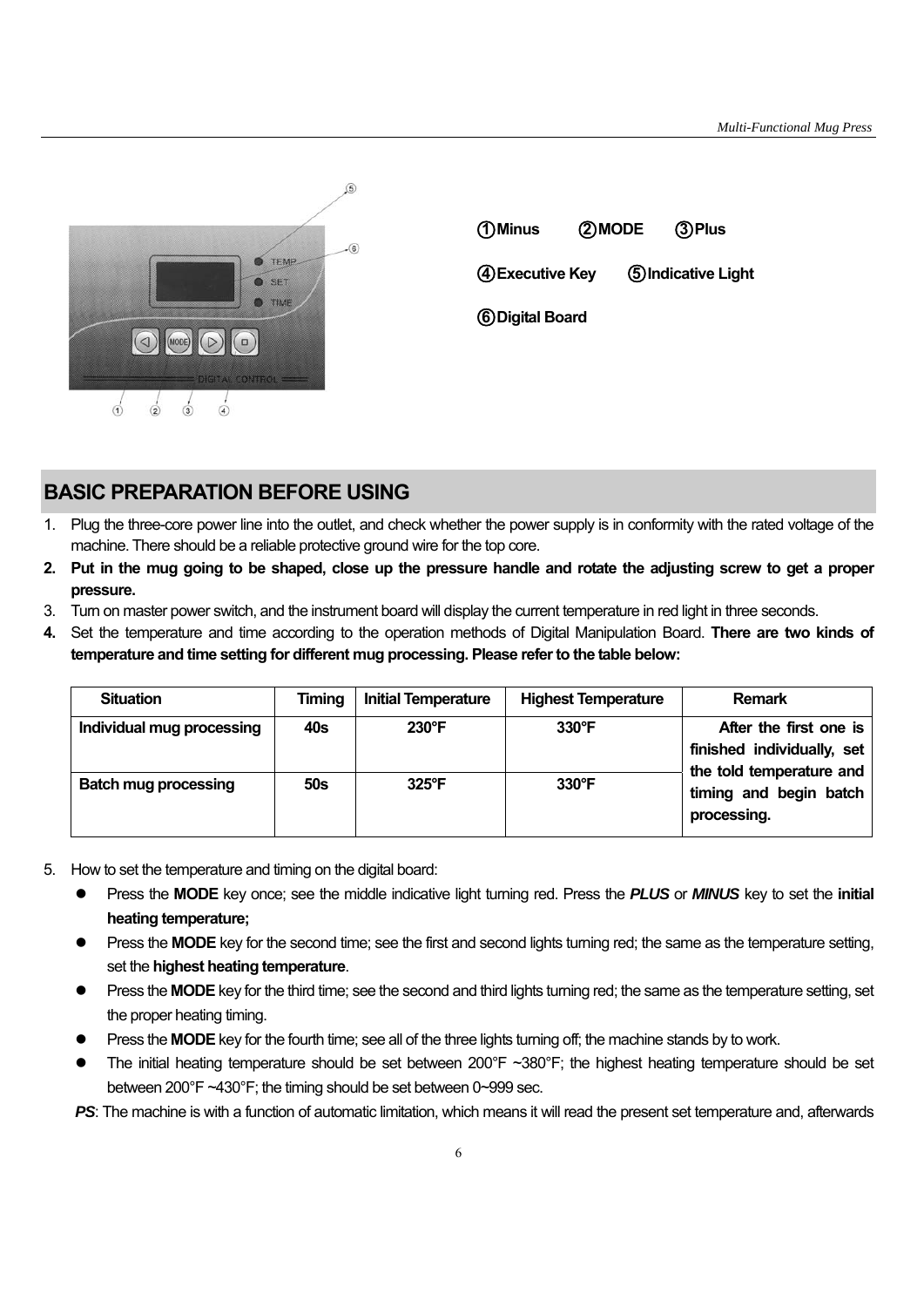①**Minus** ②**MODE** ③**Plus**

④**Executive Key** ⑤**Indicative Light**

⑥**Digital Board**

## BASIC PREPARATION BEFORE USING

1. Plug the three-core power line into the outlet, and check whether the power supply is in conformity with the rated voltage of the machine. There should be a reliable protective ground wire for the top core.
2. **Put in the mug going to be shaped, close up the pressure handle and rotate the adjusting screw to get a proper pressure.**
3. Turn on master power switch, and the instrument board will display the current temperature in red light in three seconds.
4. Set the temperature and time according to the operation methods of Digital Manipulation Board. **There are two kinds of temperature and time setting for different mug processing. Please refer to the table below:**

| Situation | Timing | Initial Temperature | Highest Temperature | Remark |
|---|---|---|---|---|
| Individual mug processing | 40s | 230°F | 330°F | After the first one is finished individually, set the told temperature and timing and begin batch processing. |
| Batch mug processing | 50s | 325°F | 330°F | |

5. How to set the temperature and timing on the digital board:
   - Press the **MODE** key once; see the middle indicative light turning red. Press the ***PLUS*** or ***MINUS*** key to set the **initial heating temperature;**
   - Press the **MODE** key for the second time; see the first and second lights turning red; the same as the temperature setting, set the **highest heating temperature**.
   - Press the **MODE** key for the third time; see the second and third lights turning red; the same as the temperature setting, set the proper heating timing.
   - Press the **MODE** key for the fourth time; see all of the three lights turning off; the machine stands by to work.
   - The initial heating temperature should be set between 200°F ~380°F; the highest heating temperature should be set between 200°F ~430°F; the timing should be set between 0~999 sec.

***PS***: The machine is with a function of automatic limitation, which means it will read the present set temperature and, afterwards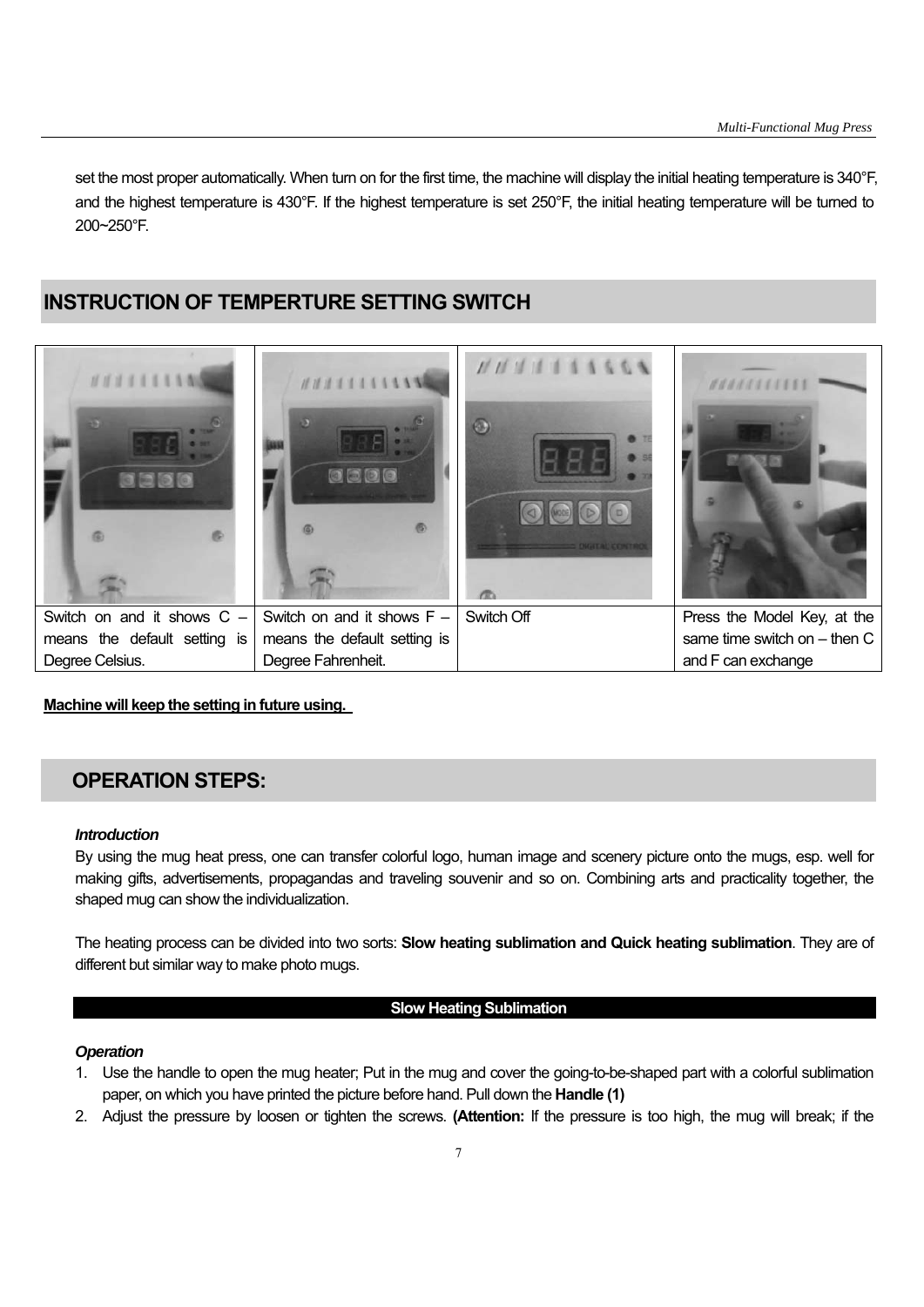set the most proper automatically. When turn on for the first time, the machine will display the initial heating temperature is 340°F, and the highest temperature is 430°F. If the highest temperature is set 250°F, the initial heating temperature will be turned to 200~250°F.

## INSTRUCTION OF TEMPERTURE SETTING SWITCH

| | | | |
|---|---|---|---|
| Switch on and it shows C – means the default setting is Degree Celsius. | Switch on and it shows F – means the default setting is Degree Fahrenheit. | Switch Off | Press the Model Key, at the same time switch on – then C and F can exchange |

**Machine will keep the setting in future using.**

## OPERATION STEPS:

***Introduction***

By using the mug heat press, one can transfer colorful logo, human image and scenery picture onto the mugs, esp. well for making gifts, advertisements, propagandas and traveling souvenir and so on. Combining arts and practicality together, the shaped mug can show the individualization.

The heating process can be divided into two sorts: **Slow heating sublimation and Quick heating sublimation**. They are of different but similar way to make photo mugs.

### Slow Heating Sublimation

***Operation***

1. Use the handle to open the mug heater; Put in the mug and cover the going-to-be-shaped part with a colorful sublimation paper, on which you have printed the picture before hand. Pull down the **Handle (1)**
2. Adjust the pressure by loosen or tighten the screws. **(Attention:** If the pressure is too high, the mug will break; if the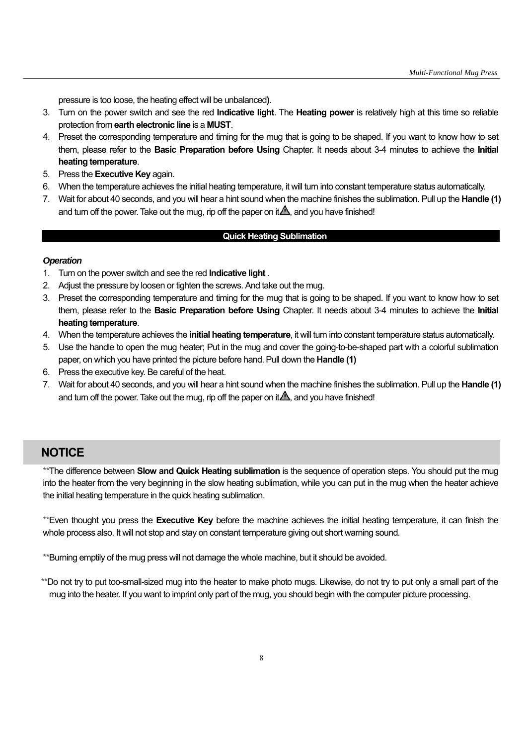pressure is too loose, the heating effect will be unbalanced**)**.

3. Turn on the power switch and see the red **Indicative light**. The **Heating power** is relatively high at this time so reliable protection from **earth electronic line** is a **MUST**.
4. Preset the corresponding temperature and timing for the mug that is going to be shaped. If you want to know how to set them, please refer to the **Basic Preparation before Using** Chapter. It needs about 3-4 minutes to achieve the **Initial heating temperature**.
5. Press the **Executive Key** again.
6. When the temperature achieves the initial heating temperature, it will turn into constant temperature status automatically.
7. Wait for about 40 seconds, and you will hear a hint sound when the machine finishes the sublimation. Pull up the **Handle (1)** and turn off the power. Take out the mug, rip off the paper on it⚠, and you have finished!

## Quick Heating Sublimation

***Operation***

1. Turn on the power switch and see the red **Indicative light** .
2. Adjust the pressure by loosen or tighten the screws. And take out the mug.
3. Preset the corresponding temperature and timing for the mug that is going to be shaped. If you want to know how to set them, please refer to the **Basic Preparation before Using** Chapter. It needs about 3-4 minutes to achieve the **Initial heating temperature**.
4. When the temperature achieves the **initial heating temperature**, it will turn into constant temperature status automatically.
5. Use the handle to open the mug heater; Put in the mug and cover the going-to-be-shaped part with a colorful sublimation paper, on which you have printed the picture before hand. Pull down the **Handle (1)**
6. Press the executive key. Be careful of the heat.
7. Wait for about 40 seconds, and you will hear a hint sound when the machine finishes the sublimation. Pull up the **Handle (1)** and turn off the power. Take out the mug, rip off the paper on it⚠, and you have finished!

## NOTICE

**The difference between **Slow and Quick Heating sublimation** is the sequence of operation steps. You should put the mug into the heater from the very beginning in the slow heating sublimation, while you can put in the mug when the heater achieve the initial heating temperature in the quick heating sublimation.

**Even thought you press the **Executive Key** before the machine achieves the initial heating temperature, it can finish the whole process also. It will not stop and stay on constant temperature giving out short warning sound.

**Burning emptily of the mug press will not damage the whole machine, but it should be avoided.

**Do not try to put too-small-sized mug into the heater to make photo mugs. Likewise, do not try to put only a small part of the mug into the heater. If you want to imprint only part of the mug, you should begin with the computer picture processing.